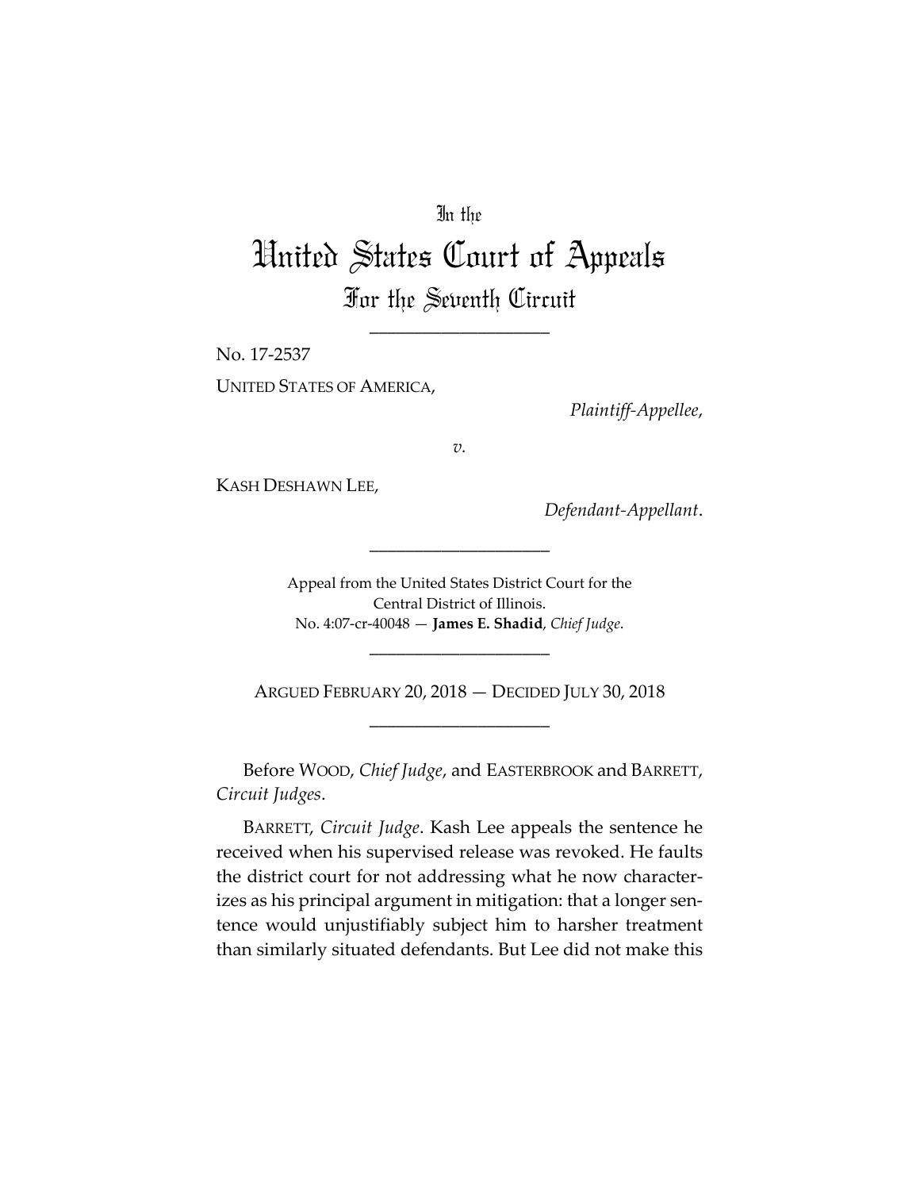In the

# United States Court of Appeals

## For the Seventh Circuit

---

No. 17-2537

UNITED STATES OF AMERICA,

*Plaintiff-Appellee*,

*v.*

KASH DESHAWN LEE,

*Defendant-Appellant*.

---

Appeal from the United States District Court for the Central District of Illinois.
No. 4:07-cr-40048 — **James E. Shadid**, *Chief Judge*.

---

ARGUED FEBRUARY 20, 2018 — DECIDED JULY 30, 2018

---

Before WOOD, *Chief Judge*, and EASTERBROOK and BARRETT, *Circuit Judges*.

BARRETT, *Circuit Judge*. Kash Lee appeals the sentence he received when his supervised release was revoked. He faults the district court for not addressing what he now characterizes as his principal argument in mitigation: that a longer sentence would unjustifiably subject him to harsher treatment than similarly situated defendants. But Lee did not make this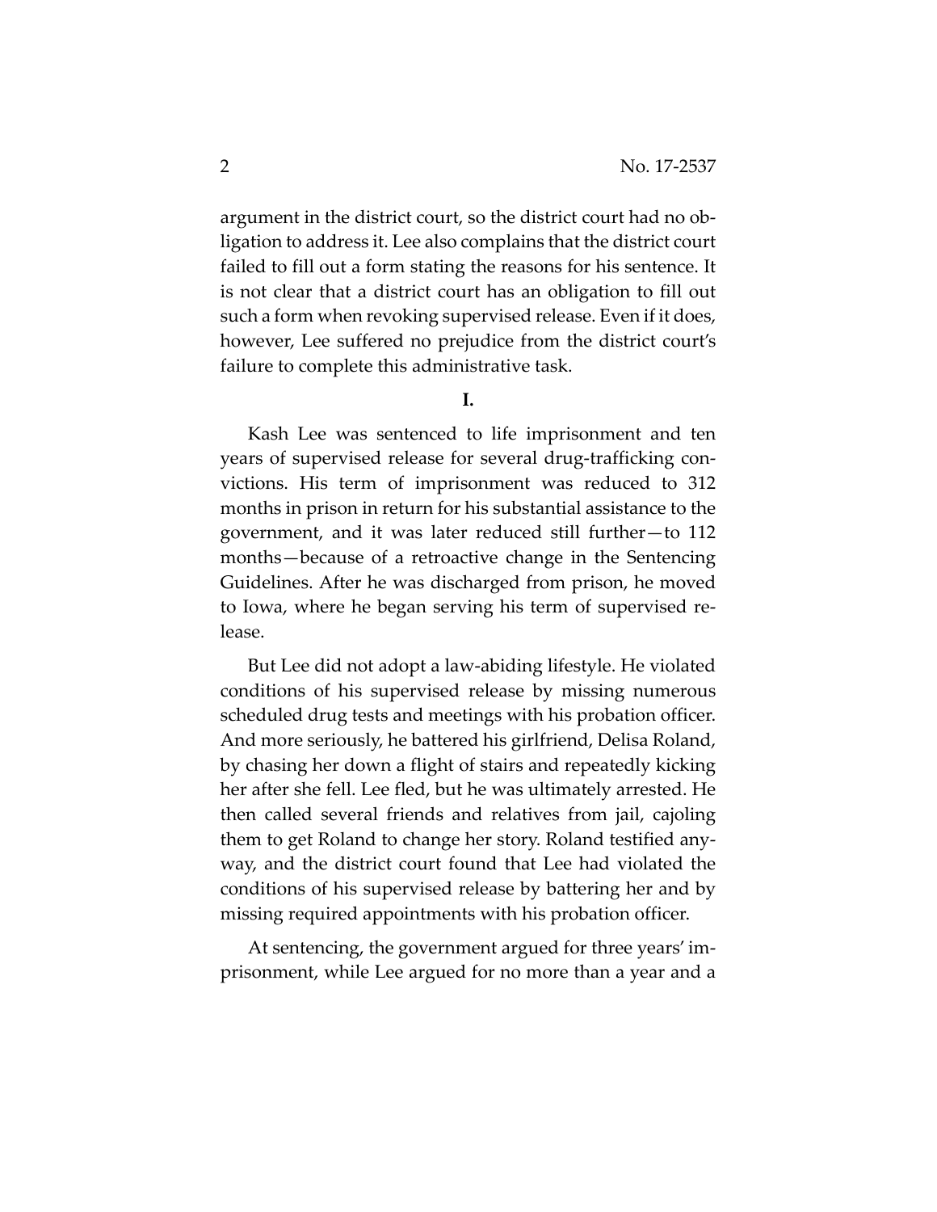argument in the district court, so the district court had no obligation to address it. Lee also complains that the district court failed to fill out a form stating the reasons for his sentence. It is not clear that a district court has an obligation to fill out such a form when revoking supervised release. Even if it does, however, Lee suffered no prejudice from the district court's failure to complete this administrative task.

**I.**

Kash Lee was sentenced to life imprisonment and ten years of supervised release for several drug-trafficking convictions. His term of imprisonment was reduced to 312 months in prison in return for his substantial assistance to the government, and it was later reduced still further—to 112 months—because of a retroactive change in the Sentencing Guidelines. After he was discharged from prison, he moved to Iowa, where he began serving his term of supervised release.

But Lee did not adopt a law-abiding lifestyle. He violated conditions of his supervised release by missing numerous scheduled drug tests and meetings with his probation officer. And more seriously, he battered his girlfriend, Delisa Roland, by chasing her down a flight of stairs and repeatedly kicking her after she fell. Lee fled, but he was ultimately arrested. He then called several friends and relatives from jail, cajoling them to get Roland to change her story. Roland testified anyway, and the district court found that Lee had violated the conditions of his supervised release by battering her and by missing required appointments with his probation officer.

At sentencing, the government argued for three years' imprisonment, while Lee argued for no more than a year and a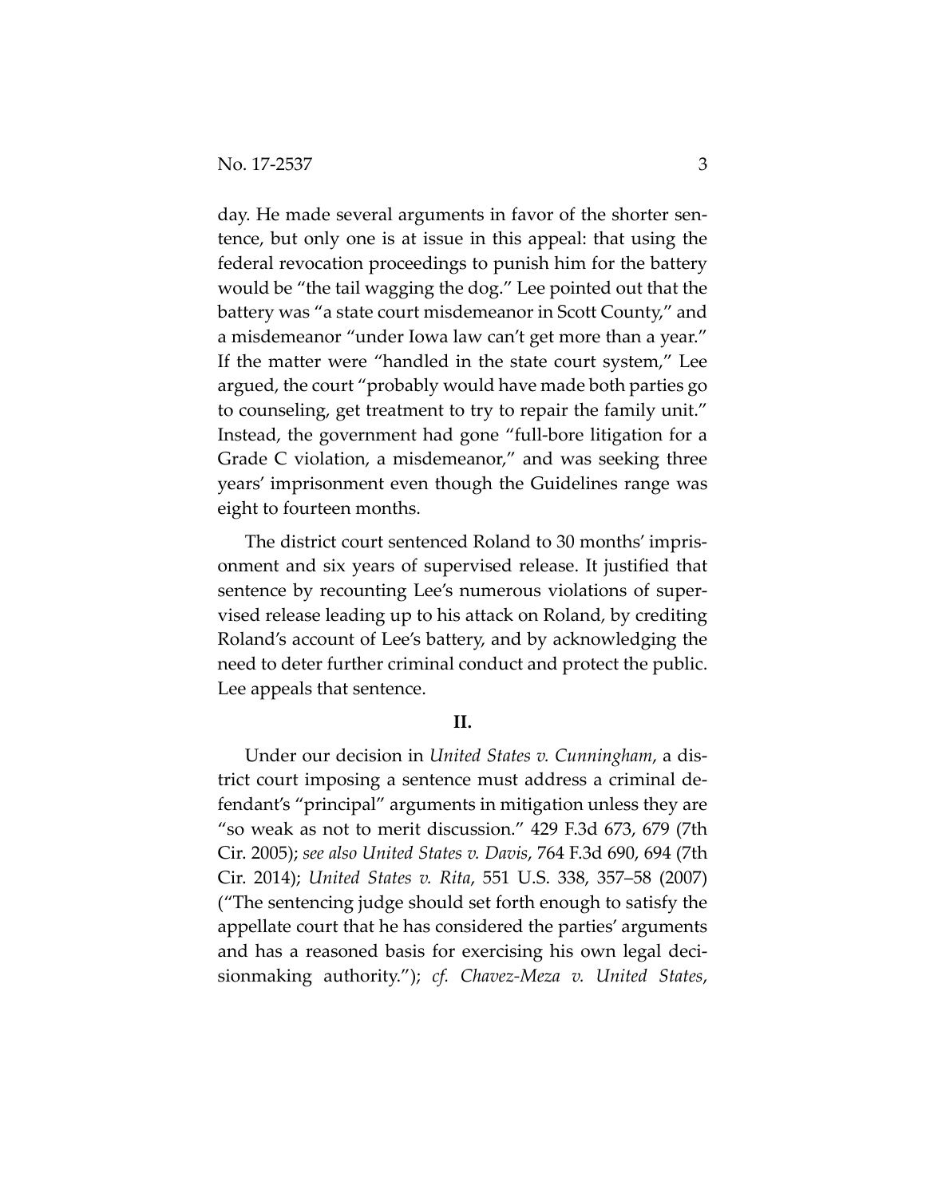day. He made several arguments in favor of the shorter sentence, but only one is at issue in this appeal: that using the federal revocation proceedings to punish him for the battery would be "the tail wagging the dog." Lee pointed out that the battery was "a state court misdemeanor in Scott County," and a misdemeanor "under Iowa law can't get more than a year." If the matter were "handled in the state court system," Lee argued, the court "probably would have made both parties go to counseling, get treatment to try to repair the family unit." Instead, the government had gone "full-bore litigation for a Grade C violation, a misdemeanor," and was seeking three years' imprisonment even though the Guidelines range was eight to fourteen months.

The district court sentenced Roland to 30 months' imprisonment and six years of supervised release. It justified that sentence by recounting Lee's numerous violations of supervised release leading up to his attack on Roland, by crediting Roland's account of Lee's battery, and by acknowledging the need to deter further criminal conduct and protect the public. Lee appeals that sentence.

## II.

Under our decision in *United States v. Cunningham*, a district court imposing a sentence must address a criminal defendant's "principal" arguments in mitigation unless they are "so weak as not to merit discussion." 429 F.3d 673, 679 (7th Cir. 2005); *see also United States v. Davis*, 764 F.3d 690, 694 (7th Cir. 2014); *United States v. Rita*, 551 U.S. 338, 357–58 (2007) ("The sentencing judge should set forth enough to satisfy the appellate court that he has considered the parties' arguments and has a reasoned basis for exercising his own legal decisionmaking authority."); *cf. Chavez-Meza v. United States*,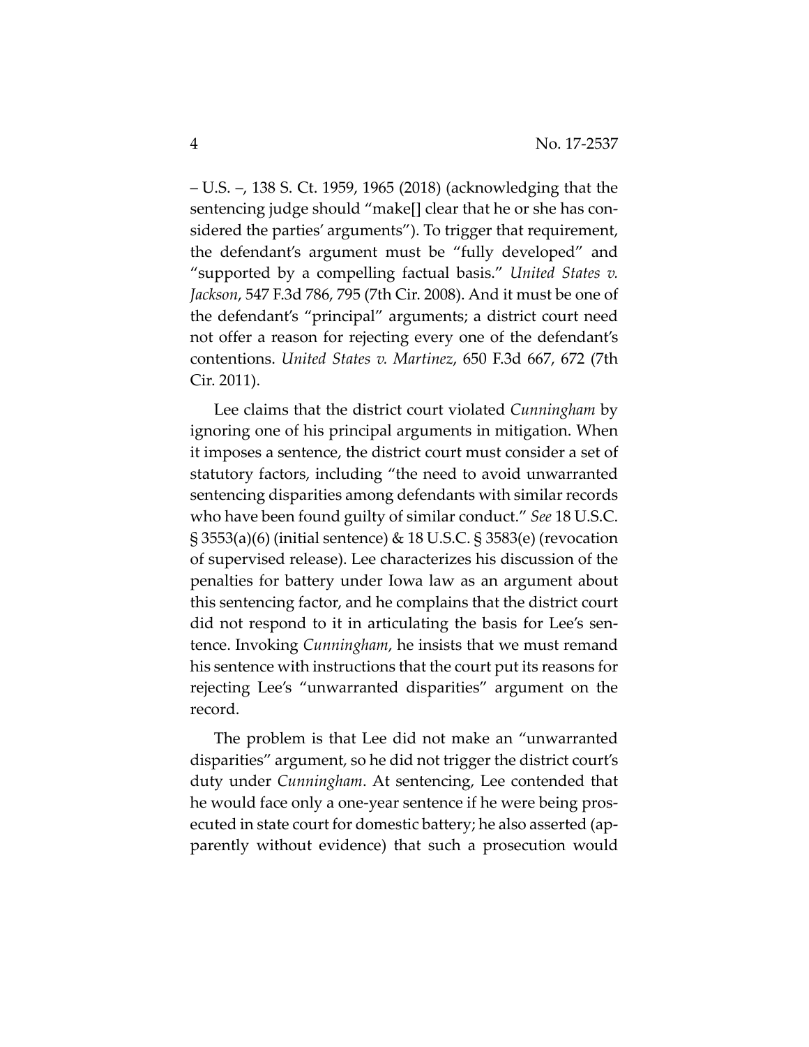– U.S. –, 138 S. Ct. 1959, 1965 (2018) (acknowledging that the sentencing judge should "make[] clear that he or she has considered the parties' arguments"). To trigger that requirement, the defendant's argument must be "fully developed" and "supported by a compelling factual basis." *United States v. Jackson*, 547 F.3d 786, 795 (7th Cir. 2008). And it must be one of the defendant's "principal" arguments; a district court need not offer a reason for rejecting every one of the defendant's contentions. *United States v. Martinez*, 650 F.3d 667, 672 (7th Cir. 2011).

Lee claims that the district court violated *Cunningham* by ignoring one of his principal arguments in mitigation. When it imposes a sentence, the district court must consider a set of statutory factors, including "the need to avoid unwarranted sentencing disparities among defendants with similar records who have been found guilty of similar conduct." *See* 18 U.S.C. § 3553(a)(6) (initial sentence) & 18 U.S.C. § 3583(e) (revocation of supervised release). Lee characterizes his discussion of the penalties for battery under Iowa law as an argument about this sentencing factor, and he complains that the district court did not respond to it in articulating the basis for Lee's sentence. Invoking *Cunningham*, he insists that we must remand his sentence with instructions that the court put its reasons for rejecting Lee's "unwarranted disparities" argument on the record.

The problem is that Lee did not make an "unwarranted disparities" argument, so he did not trigger the district court's duty under *Cunningham*. At sentencing, Lee contended that he would face only a one-year sentence if he were being prosecuted in state court for domestic battery; he also asserted (apparently without evidence) that such a prosecution would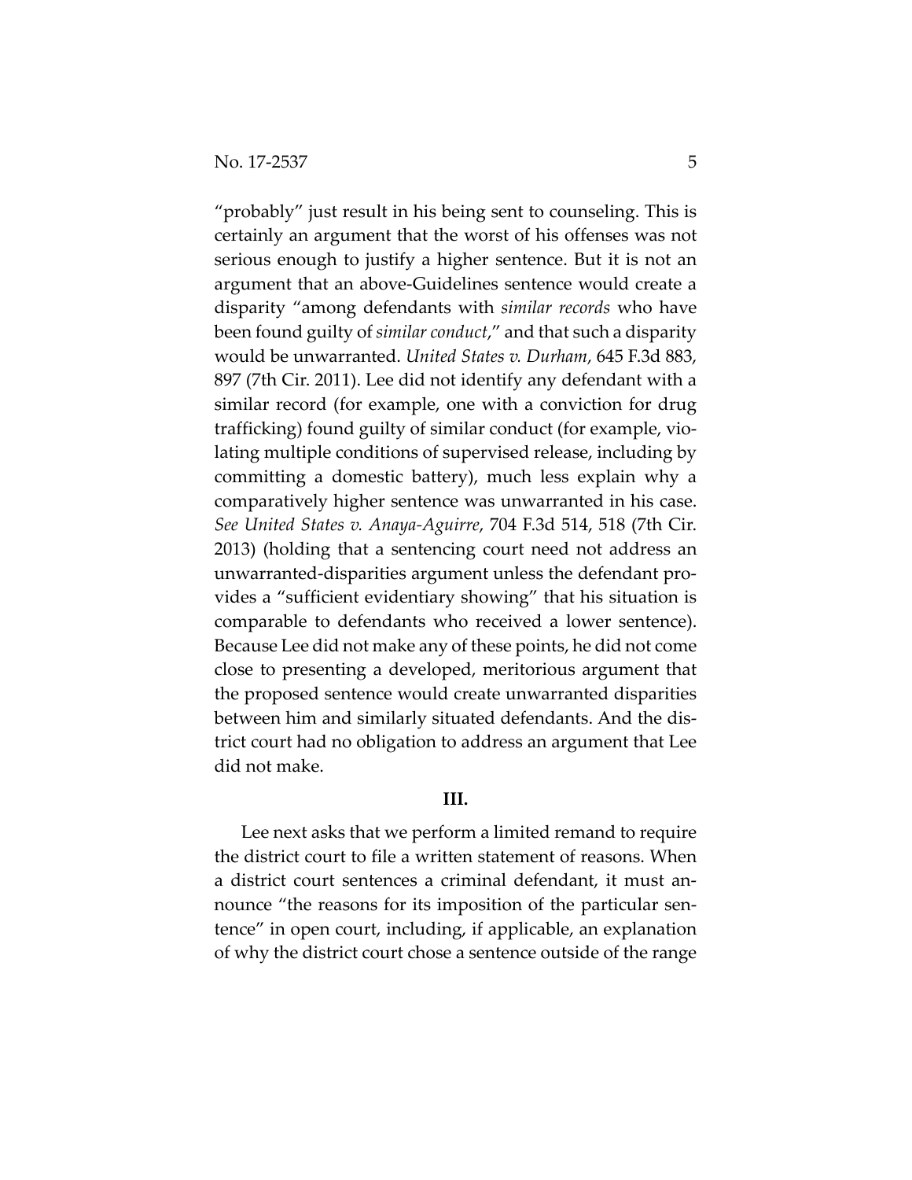"probably" just result in his being sent to counseling. This is certainly an argument that the worst of his offenses was not serious enough to justify a higher sentence. But it is not an argument that an above-Guidelines sentence would create a disparity "among defendants with *similar records* who have been found guilty of *similar conduct*," and that such a disparity would be unwarranted. *United States v. Durham*, 645 F.3d 883, 897 (7th Cir. 2011). Lee did not identify any defendant with a similar record (for example, one with a conviction for drug trafficking) found guilty of similar conduct (for example, violating multiple conditions of supervised release, including by committing a domestic battery), much less explain why a comparatively higher sentence was unwarranted in his case. *See United States v. Anaya-Aguirre*, 704 F.3d 514, 518 (7th Cir. 2013) (holding that a sentencing court need not address an unwarranted-disparities argument unless the defendant provides a "sufficient evidentiary showing" that his situation is comparable to defendants who received a lower sentence). Because Lee did not make any of these points, he did not come close to presenting a developed, meritorious argument that the proposed sentence would create unwarranted disparities between him and similarly situated defendants. And the district court had no obligation to address an argument that Lee did not make.

## III.

Lee next asks that we perform a limited remand to require the district court to file a written statement of reasons. When a district court sentences a criminal defendant, it must announce "the reasons for its imposition of the particular sentence" in open court, including, if applicable, an explanation of why the district court chose a sentence outside of the range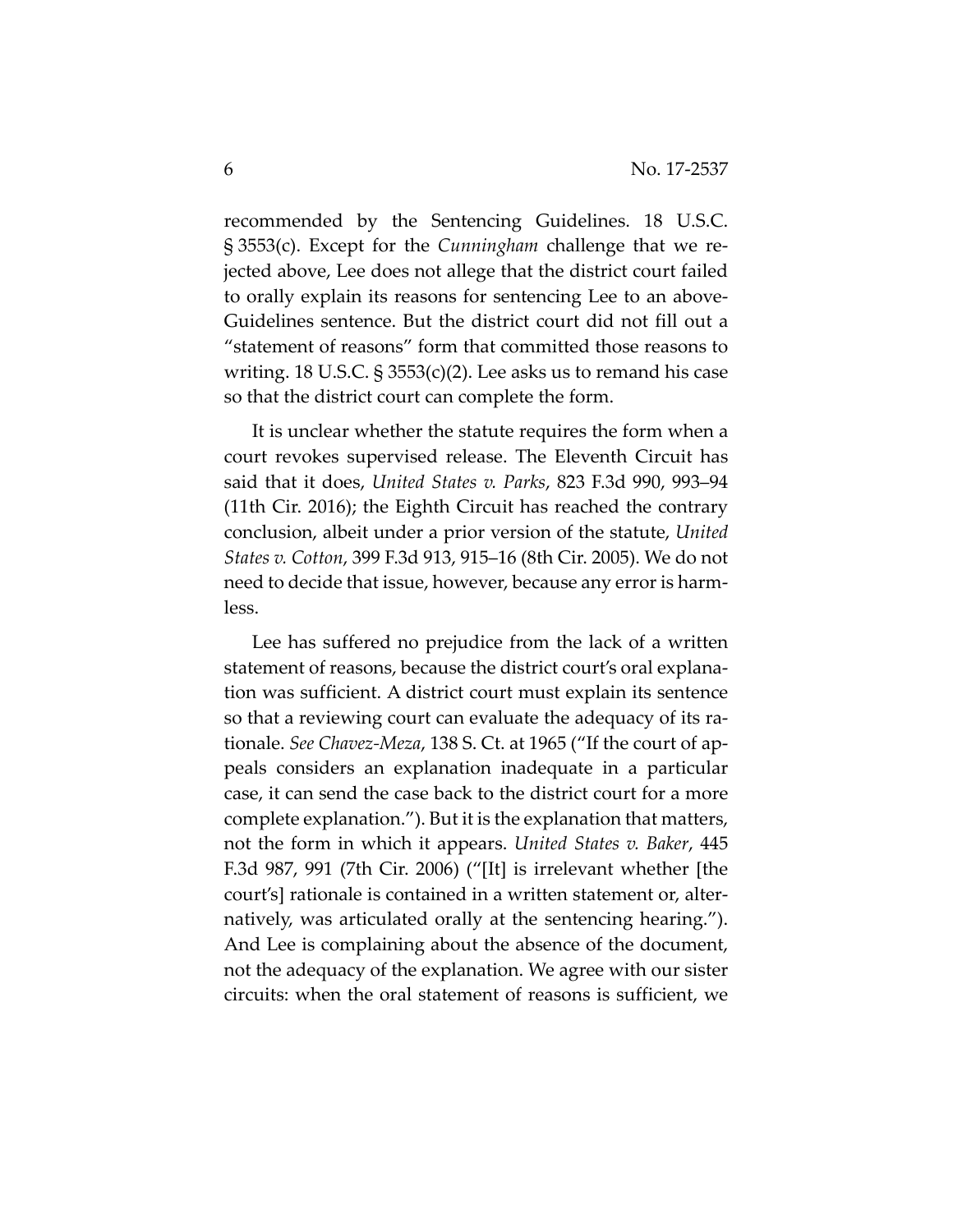recommended by the Sentencing Guidelines. 18 U.S.C. § 3553(c). Except for the *Cunningham* challenge that we rejected above, Lee does not allege that the district court failed to orally explain its reasons for sentencing Lee to an above-Guidelines sentence. But the district court did not fill out a "statement of reasons" form that committed those reasons to writing. 18 U.S.C. § 3553(c)(2). Lee asks us to remand his case so that the district court can complete the form.

It is unclear whether the statute requires the form when a court revokes supervised release. The Eleventh Circuit has said that it does, *United States v. Parks*, 823 F.3d 990, 993–94 (11th Cir. 2016); the Eighth Circuit has reached the contrary conclusion, albeit under a prior version of the statute, *United States v. Cotton*, 399 F.3d 913, 915–16 (8th Cir. 2005). We do not need to decide that issue, however, because any error is harmless.

Lee has suffered no prejudice from the lack of a written statement of reasons, because the district court's oral explanation was sufficient. A district court must explain its sentence so that a reviewing court can evaluate the adequacy of its rationale. *See Chavez-Meza*, 138 S. Ct. at 1965 ("If the court of appeals considers an explanation inadequate in a particular case, it can send the case back to the district court for a more complete explanation."). But it is the explanation that matters, not the form in which it appears. *United States v. Baker*, 445 F.3d 987, 991 (7th Cir. 2006) ("[It] is irrelevant whether [the court's] rationale is contained in a written statement or, alternatively, was articulated orally at the sentencing hearing."). And Lee is complaining about the absence of the document, not the adequacy of the explanation. We agree with our sister circuits: when the oral statement of reasons is sufficient, we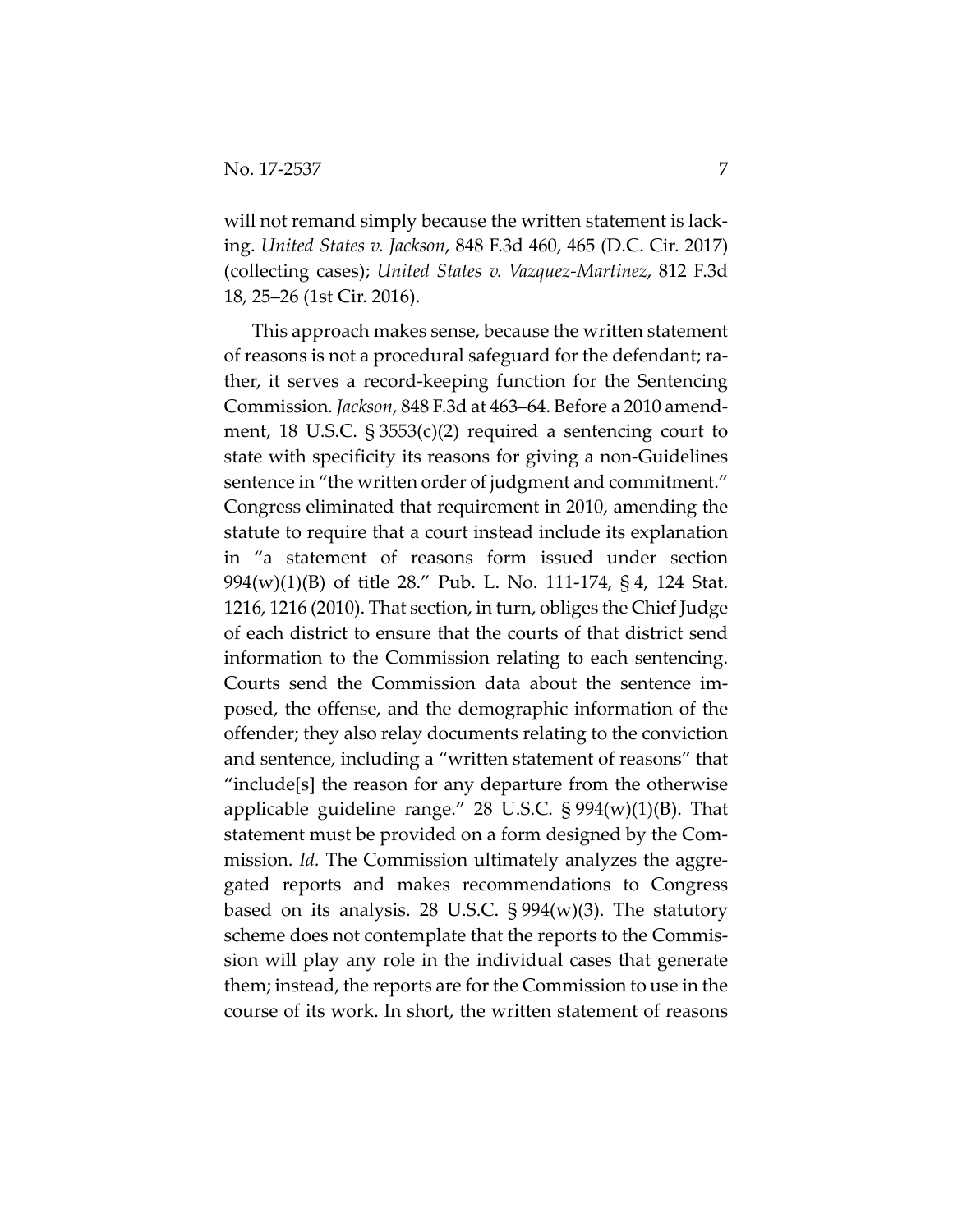will not remand simply because the written statement is lacking. *United States v. Jackson*, 848 F.3d 460, 465 (D.C. Cir. 2017) (collecting cases); *United States v. Vazquez-Martinez*, 812 F.3d 18, 25–26 (1st Cir. 2016).

This approach makes sense, because the written statement of reasons is not a procedural safeguard for the defendant; rather, it serves a record-keeping function for the Sentencing Commission. *Jackson*, 848 F.3d at 463–64. Before a 2010 amendment, 18 U.S.C. § 3553(c)(2) required a sentencing court to state with specificity its reasons for giving a non-Guidelines sentence in "the written order of judgment and commitment." Congress eliminated that requirement in 2010, amending the statute to require that a court instead include its explanation in "a statement of reasons form issued under section 994(w)(1)(B) of title 28." Pub. L. No. 111-174, § 4, 124 Stat. 1216, 1216 (2010). That section, in turn, obliges the Chief Judge of each district to ensure that the courts of that district send information to the Commission relating to each sentencing. Courts send the Commission data about the sentence imposed, the offense, and the demographic information of the offender; they also relay documents relating to the conviction and sentence, including a "written statement of reasons" that "include[s] the reason for any departure from the otherwise applicable guideline range." 28 U.S.C. § 994(w)(1)(B). That statement must be provided on a form designed by the Commission. *Id.* The Commission ultimately analyzes the aggregated reports and makes recommendations to Congress based on its analysis. 28 U.S.C. § 994(w)(3). The statutory scheme does not contemplate that the reports to the Commission will play any role in the individual cases that generate them; instead, the reports are for the Commission to use in the course of its work. In short, the written statement of reasons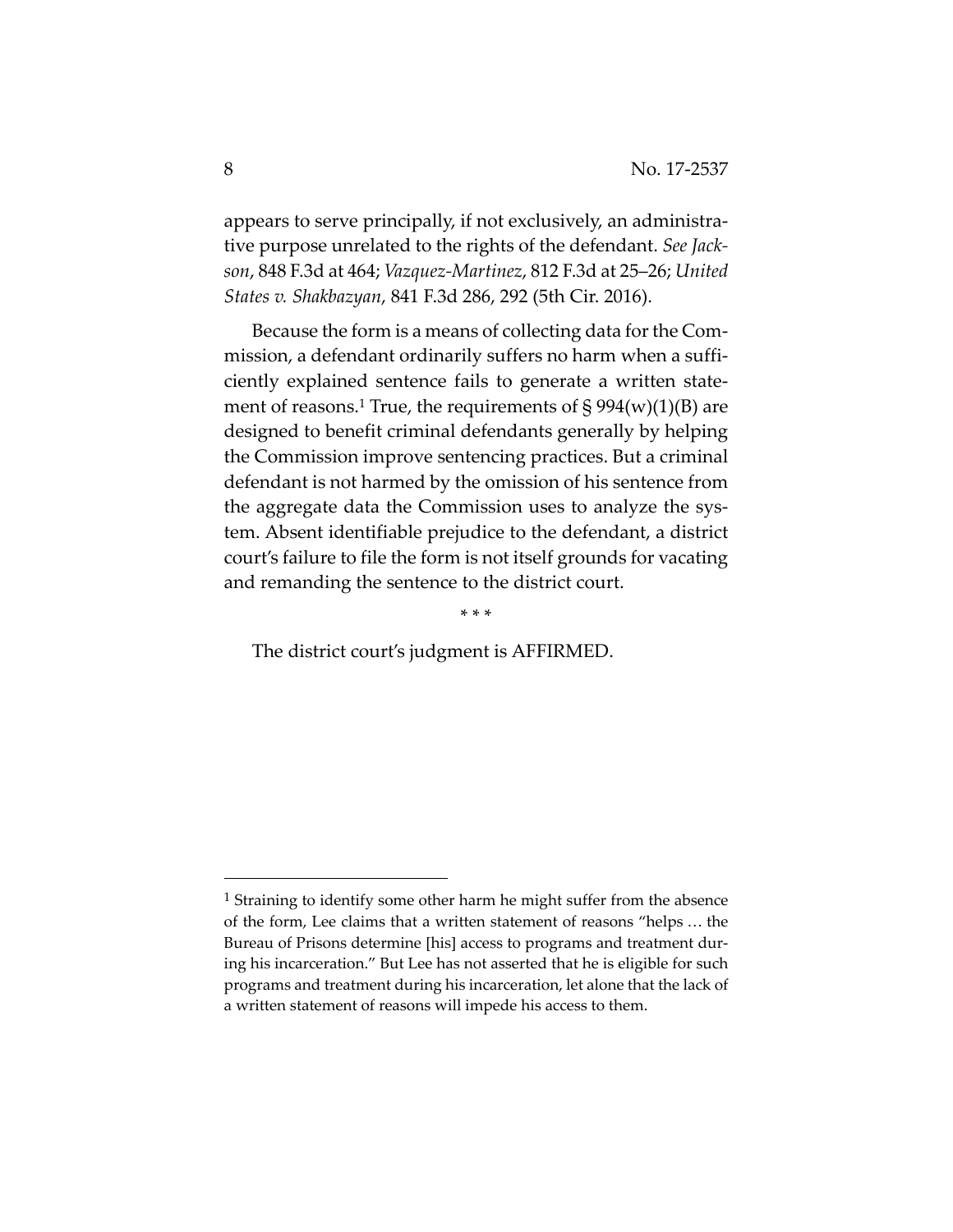appears to serve principally, if not exclusively, an administrative purpose unrelated to the rights of the defendant. *See Jackson*, 848 F.3d at 464; *Vazquez-Martinez*, 812 F.3d at 25–26; *United States v. Shakbazyan*, 841 F.3d 286, 292 (5th Cir. 2016).

Because the form is a means of collecting data for the Commission, a defendant ordinarily suffers no harm when a sufficiently explained sentence fails to generate a written statement of reasons.[1] True, the requirements of § 994(w)(1)(B) are designed to benefit criminal defendants generally by helping the Commission improve sentencing practices. But a criminal defendant is not harmed by the omission of his sentence from the aggregate data the Commission uses to analyze the system. Absent identifiable prejudice to the defendant, a district court's failure to file the form is not itself grounds for vacating and remanding the sentence to the district court.

\* \* \*

The district court's judgment is AFFIRMED.

---

[1] Straining to identify some other harm he might suffer from the absence of the form, Lee claims that a written statement of reasons "helps … the Bureau of Prisons determine [his] access to programs and treatment during his incarceration." But Lee has not asserted that he is eligible for such programs and treatment during his incarceration, let alone that the lack of a written statement of reasons will impede his access to them.